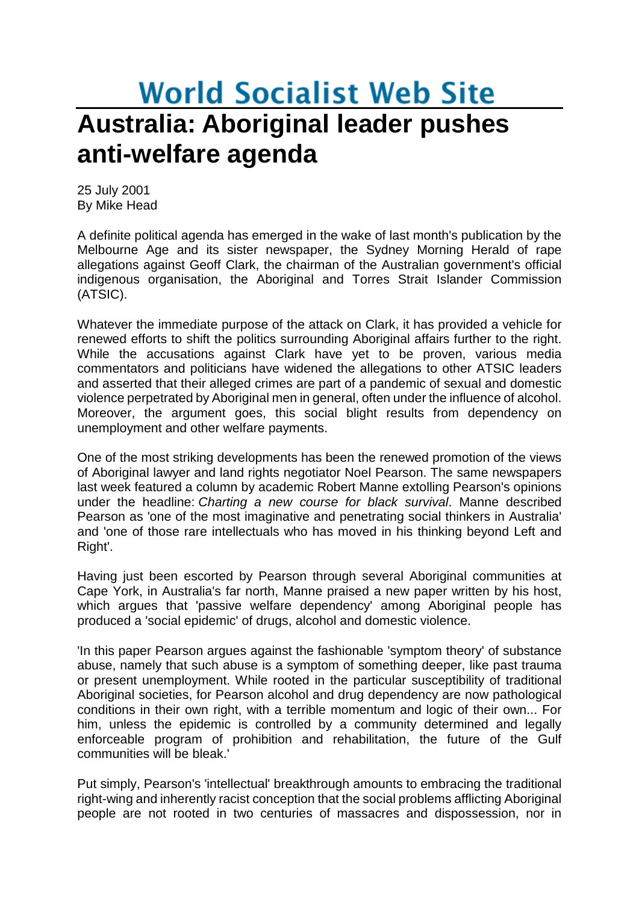# World Socialist Web Site

# Australia: Aboriginal leader pushes anti-welfare agenda

25 July 2001
By Mike Head

A definite political agenda has emerged in the wake of last month's publication by the Melbourne Age and its sister newspaper, the Sydney Morning Herald of rape allegations against Geoff Clark, the chairman of the Australian government's official indigenous organisation, the Aboriginal and Torres Strait Islander Commission (ATSIC).

Whatever the immediate purpose of the attack on Clark, it has provided a vehicle for renewed efforts to shift the politics surrounding Aboriginal affairs further to the right. While the accusations against Clark have yet to be proven, various media commentators and politicians have widened the allegations to other ATSIC leaders and asserted that their alleged crimes are part of a pandemic of sexual and domestic violence perpetrated by Aboriginal men in general, often under the influence of alcohol. Moreover, the argument goes, this social blight results from dependency on unemployment and other welfare payments.

One of the most striking developments has been the renewed promotion of the views of Aboriginal lawyer and land rights negotiator Noel Pearson. The same newspapers last week featured a column by academic Robert Manne extolling Pearson's opinions under the headline: *Charting a new course for black survival*. Manne described Pearson as 'one of the most imaginative and penetrating social thinkers in Australia' and 'one of those rare intellectuals who has moved in his thinking beyond Left and Right'.

Having just been escorted by Pearson through several Aboriginal communities at Cape York, in Australia's far north, Manne praised a new paper written by his host, which argues that 'passive welfare dependency' among Aboriginal people has produced a 'social epidemic' of drugs, alcohol and domestic violence.

'In this paper Pearson argues against the fashionable 'symptom theory' of substance abuse, namely that such abuse is a symptom of something deeper, like past trauma or present unemployment. While rooted in the particular susceptibility of traditional Aboriginal societies, for Pearson alcohol and drug dependency are now pathological conditions in their own right, with a terrible momentum and logic of their own... For him, unless the epidemic is controlled by a community determined and legally enforceable program of prohibition and rehabilitation, the future of the Gulf communities will be bleak.'

Put simply, Pearson's 'intellectual' breakthrough amounts to embracing the traditional right-wing and inherently racist conception that the social problems afflicting Aboriginal people are not rooted in two centuries of massacres and dispossession, nor in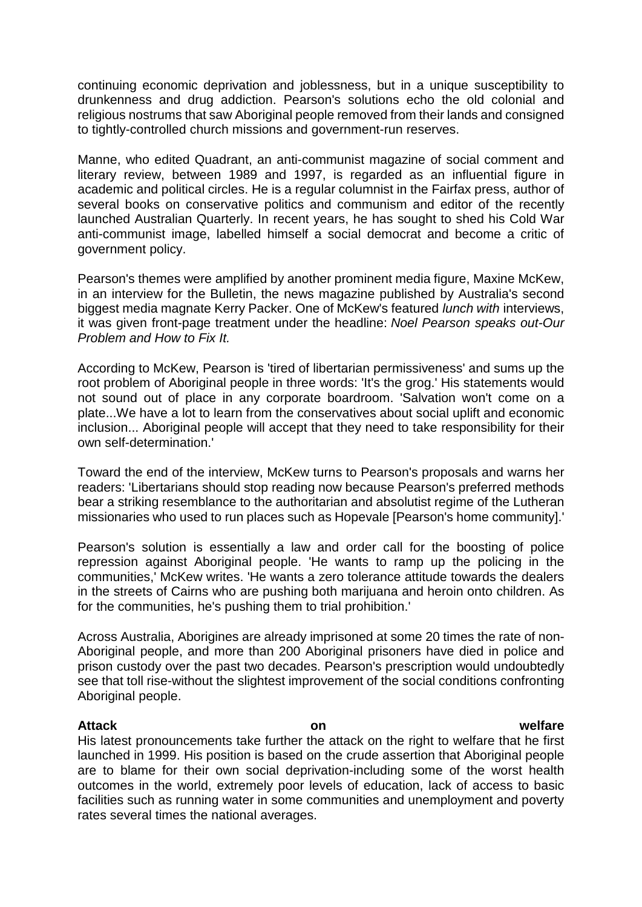continuing economic deprivation and joblessness, but in a unique susceptibility to drunkenness and drug addiction. Pearson's solutions echo the old colonial and religious nostrums that saw Aboriginal people removed from their lands and consigned to tightly-controlled church missions and government-run reserves.

Manne, who edited Quadrant, an anti-communist magazine of social comment and literary review, between 1989 and 1997, is regarded as an influential figure in academic and political circles. He is a regular columnist in the Fairfax press, author of several books on conservative politics and communism and editor of the recently launched Australian Quarterly. In recent years, he has sought to shed his Cold War anti-communist image, labelled himself a social democrat and become a critic of government policy.

Pearson's themes were amplified by another prominent media figure, Maxine McKew, in an interview for the Bulletin, the news magazine published by Australia's second biggest media magnate Kerry Packer. One of McKew's featured *lunch with* interviews, it was given front-page treatment under the headline: *Noel Pearson speaks out-Our Problem and How to Fix It.*

According to McKew, Pearson is 'tired of libertarian permissiveness' and sums up the root problem of Aboriginal people in three words: 'It's the grog.' His statements would not sound out of place in any corporate boardroom. 'Salvation won't come on a plate...We have a lot to learn from the conservatives about social uplift and economic inclusion... Aboriginal people will accept that they need to take responsibility for their own self-determination.'

Toward the end of the interview, McKew turns to Pearson's proposals and warns her readers: 'Libertarians should stop reading now because Pearson's preferred methods bear a striking resemblance to the authoritarian and absolutist regime of the Lutheran missionaries who used to run places such as Hopevale [Pearson's home community].'

Pearson's solution is essentially a law and order call for the boosting of police repression against Aboriginal people. 'He wants to ramp up the policing in the communities,' McKew writes. 'He wants a zero tolerance attitude towards the dealers in the streets of Cairns who are pushing both marijuana and heroin onto children. As for the communities, he's pushing them to trial prohibition.'

Across Australia, Aborigines are already imprisoned at some 20 times the rate of non-Aboriginal people, and more than 200 Aboriginal prisoners have died in police and prison custody over the past two decades. Pearson's prescription would undoubtedly see that toll rise-without the slightest improvement of the social conditions confronting Aboriginal people.

**Attack on welfare**

His latest pronouncements take further the attack on the right to welfare that he first launched in 1999. His position is based on the crude assertion that Aboriginal people are to blame for their own social deprivation-including some of the worst health outcomes in the world, extremely poor levels of education, lack of access to basic facilities such as running water in some communities and unemployment and poverty rates several times the national averages.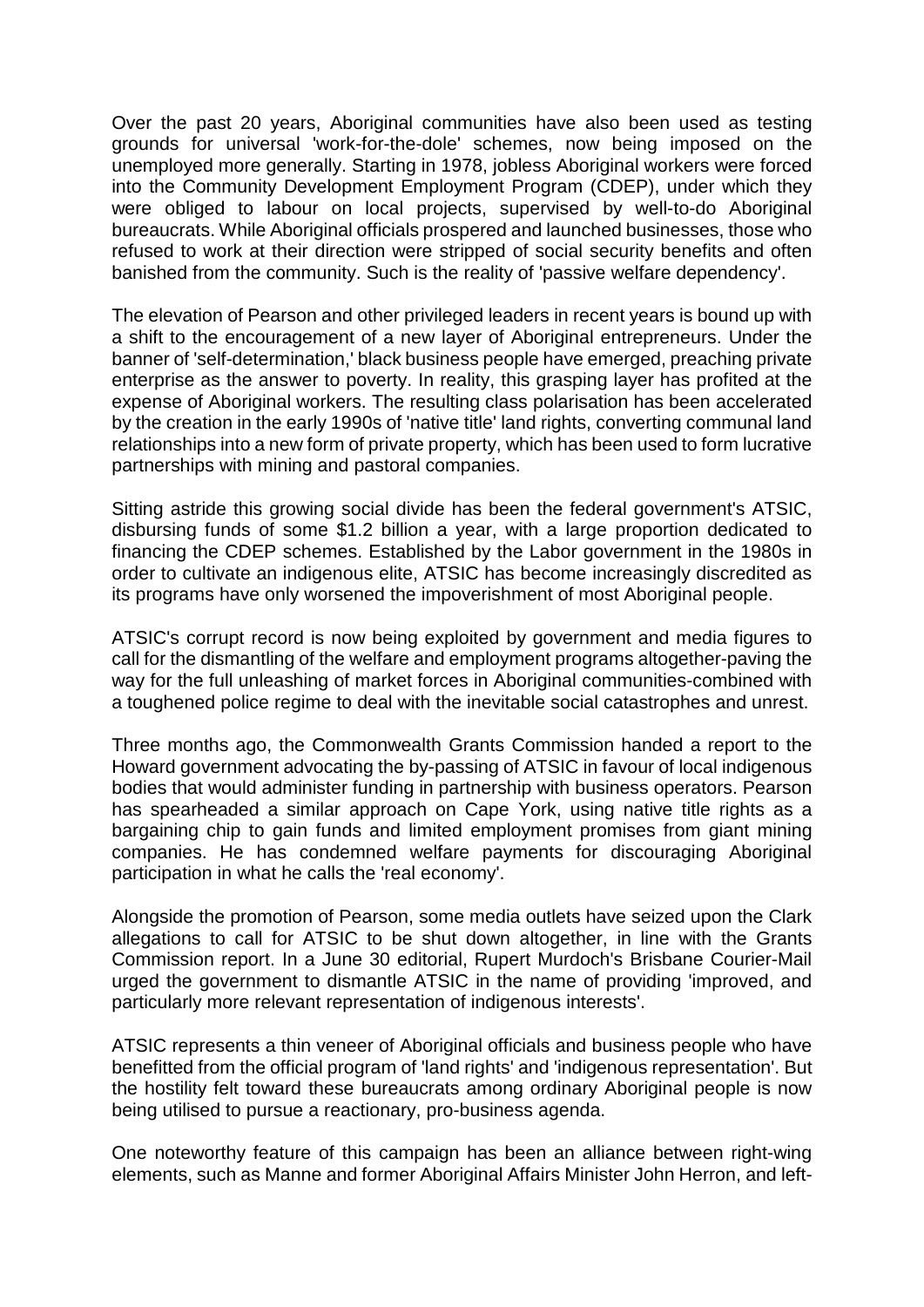Over the past 20 years, Aboriginal communities have also been used as testing grounds for universal 'work-for-the-dole' schemes, now being imposed on the unemployed more generally. Starting in 1978, jobless Aboriginal workers were forced into the Community Development Employment Program (CDEP), under which they were obliged to labour on local projects, supervised by well-to-do Aboriginal bureaucrats. While Aboriginal officials prospered and launched businesses, those who refused to work at their direction were stripped of social security benefits and often banished from the community. Such is the reality of 'passive welfare dependency'.

The elevation of Pearson and other privileged leaders in recent years is bound up with a shift to the encouragement of a new layer of Aboriginal entrepreneurs. Under the banner of 'self-determination,' black business people have emerged, preaching private enterprise as the answer to poverty. In reality, this grasping layer has profited at the expense of Aboriginal workers. The resulting class polarisation has been accelerated by the creation in the early 1990s of 'native title' land rights, converting communal land relationships into a new form of private property, which has been used to form lucrative partnerships with mining and pastoral companies.

Sitting astride this growing social divide has been the federal government's ATSIC, disbursing funds of some $1.2 billion a year, with a large proportion dedicated to financing the CDEP schemes. Established by the Labor government in the 1980s in order to cultivate an indigenous elite, ATSIC has become increasingly discredited as its programs have only worsened the impoverishment of most Aboriginal people.

ATSIC's corrupt record is now being exploited by government and media figures to call for the dismantling of the welfare and employment programs altogether-paving the way for the full unleashing of market forces in Aboriginal communities-combined with a toughened police regime to deal with the inevitable social catastrophes and unrest.

Three months ago, the Commonwealth Grants Commission handed a report to the Howard government advocating the by-passing of ATSIC in favour of local indigenous bodies that would administer funding in partnership with business operators. Pearson has spearheaded a similar approach on Cape York, using native title rights as a bargaining chip to gain funds and limited employment promises from giant mining companies. He has condemned welfare payments for discouraging Aboriginal participation in what he calls the 'real economy'.

Alongside the promotion of Pearson, some media outlets have seized upon the Clark allegations to call for ATSIC to be shut down altogether, in line with the Grants Commission report. In a June 30 editorial, Rupert Murdoch's Brisbane Courier-Mail urged the government to dismantle ATSIC in the name of providing 'improved, and particularly more relevant representation of indigenous interests'.

ATSIC represents a thin veneer of Aboriginal officials and business people who have benefitted from the official program of 'land rights' and 'indigenous representation'. But the hostility felt toward these bureaucrats among ordinary Aboriginal people is now being utilised to pursue a reactionary, pro-business agenda.

One noteworthy feature of this campaign has been an alliance between right-wing elements, such as Manne and former Aboriginal Affairs Minister John Herron, and left-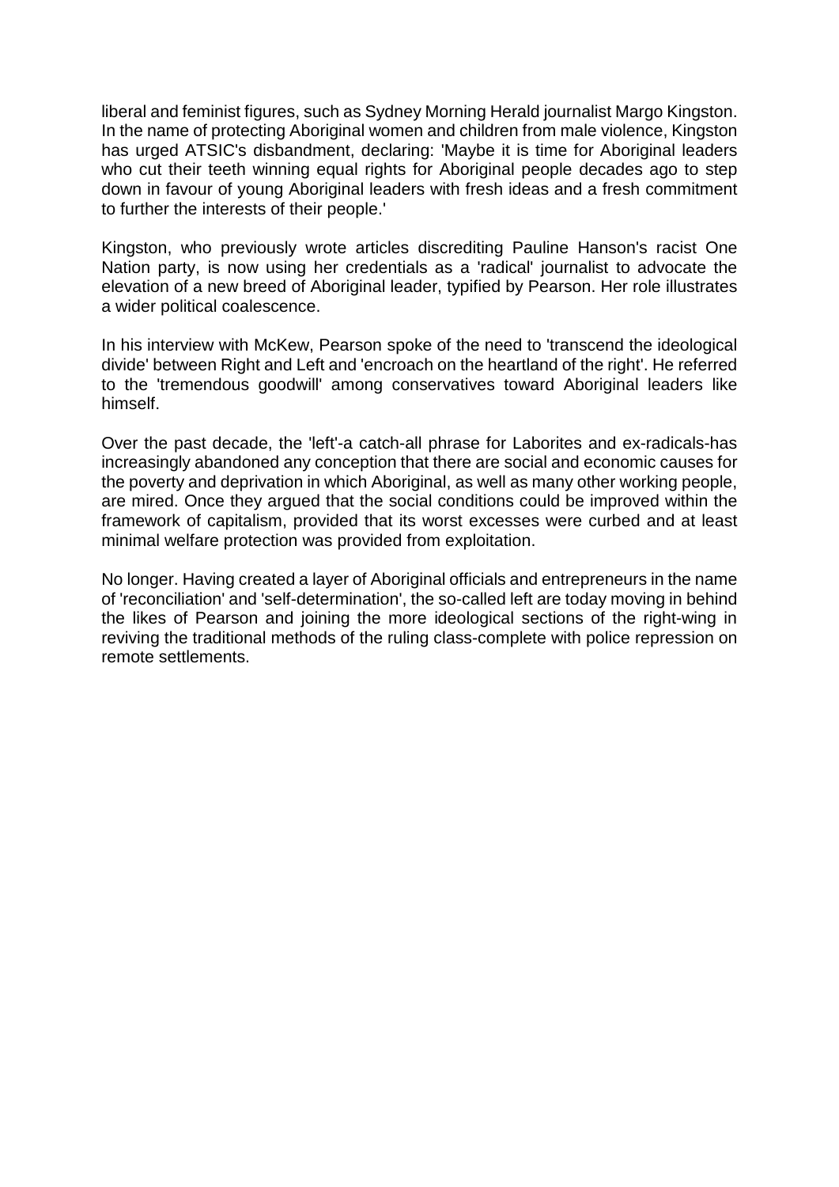liberal and feminist figures, such as Sydney Morning Herald journalist Margo Kingston. In the name of protecting Aboriginal women and children from male violence, Kingston has urged ATSIC's disbandment, declaring: 'Maybe it is time for Aboriginal leaders who cut their teeth winning equal rights for Aboriginal people decades ago to step down in favour of young Aboriginal leaders with fresh ideas and a fresh commitment to further the interests of their people.'

Kingston, who previously wrote articles discrediting Pauline Hanson's racist One Nation party, is now using her credentials as a 'radical' journalist to advocate the elevation of a new breed of Aboriginal leader, typified by Pearson. Her role illustrates a wider political coalescence.

In his interview with McKew, Pearson spoke of the need to 'transcend the ideological divide' between Right and Left and 'encroach on the heartland of the right'. He referred to the 'tremendous goodwill' among conservatives toward Aboriginal leaders like himself.

Over the past decade, the 'left'-a catch-all phrase for Laborites and ex-radicals-has increasingly abandoned any conception that there are social and economic causes for the poverty and deprivation in which Aboriginal, as well as many other working people, are mired. Once they argued that the social conditions could be improved within the framework of capitalism, provided that its worst excesses were curbed and at least minimal welfare protection was provided from exploitation.

No longer. Having created a layer of Aboriginal officials and entrepreneurs in the name of 'reconciliation' and 'self-determination', the so-called left are today moving in behind the likes of Pearson and joining the more ideological sections of the right-wing in reviving the traditional methods of the ruling class-complete with police repression on remote settlements.